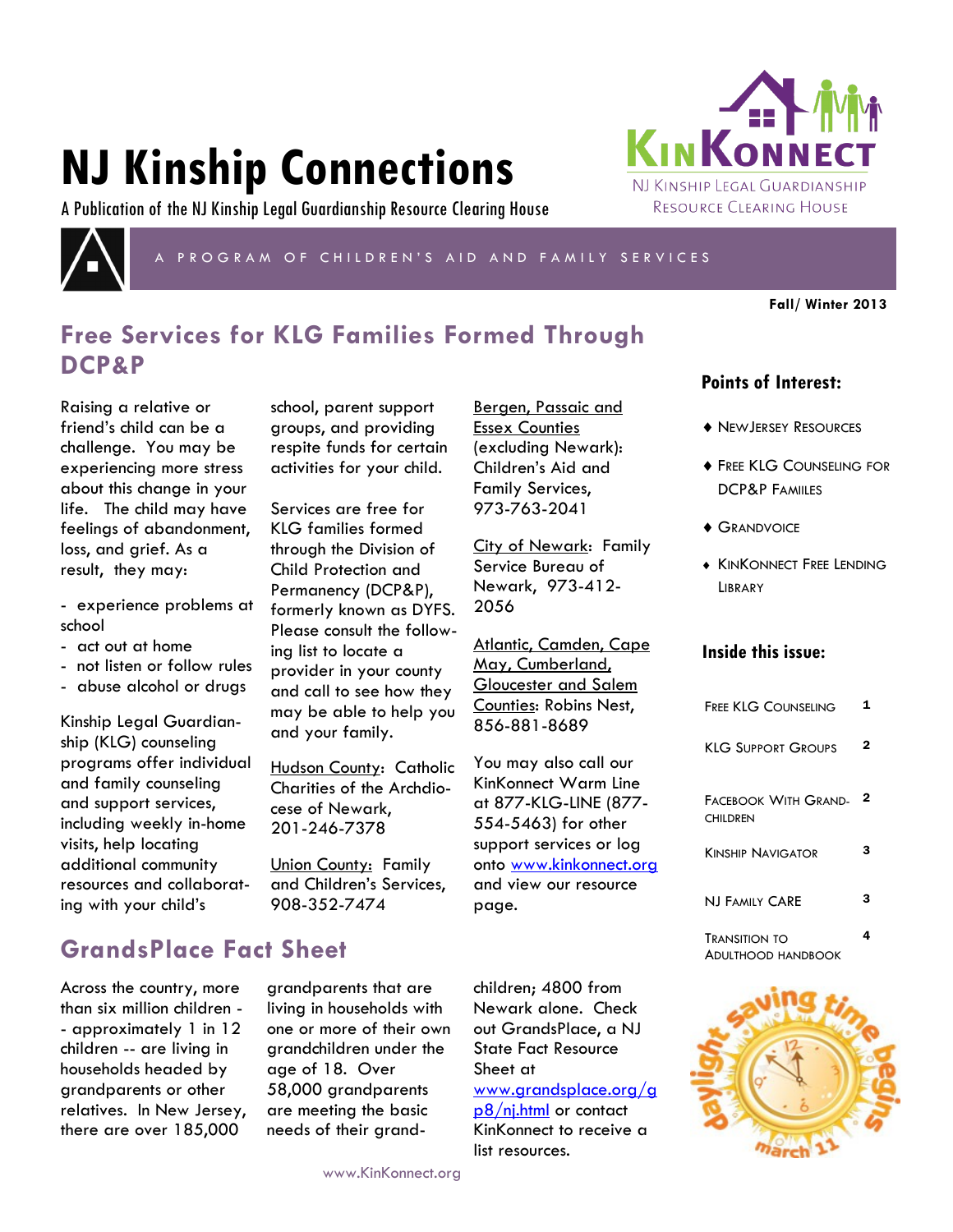# NJ Kinship Connections

A Publication of the NJ Kinship Legal Guardianship Resource Clearing House

KinKonnect

NJ Kinship Legal Guardianship Resource Clearing House

A PROGRAM OF CHILDREN'S AID AND FAMILY SERVICES

**Fall/ Winter 2013**

## Free Services for KLG Families Formed Through DCP&P

Raising a relative or friend's child can be a challenge. You may be experiencing more stress about this change in your life. The child may have feelings of abandonment, loss, and grief. As a result, they may:

- experience problems at school
- act out at home
- not listen or follow rules
- abuse alcohol or drugs

Kinship Legal Guardianship (KLG) counseling programs offer individual and family counseling and support services, including weekly in-home visits, help locating additional community resources and collaborating with your child's school, parent support groups, and providing respite funds for certain activities for your child.

Services are free for KLG families formed through the Division of Child Protection and Permanency (DCP&P), formerly known as DYFS. Please consult the following list to locate a provider in your county and call to see how they may be able to help you and your family.

Hudson County: Catholic Charities of the Archdiocese of Newark, 201-246-7378

Union County: Family and Children's Services, 908-352-7474

Bergen, Passaic and Essex Counties (excluding Newark): Children's Aid and Family Services, 973-763-2041

City of Newark: Family Service Bureau of Newark, 973-412-2056

Atlantic, Camden, Cape May, Cumberland, Gloucester and Salem Counties: Robins Nest, 856-881-8689

You may also call our KinKonnect Warm Line at 877-KLG-LINE (877-554-5463) for other support services or log onto www.kinkonnect.org and view our resource page.

## GrandsPlace Fact Sheet

Across the country, more than six million children -- approximately 1 in 12 children -- are living in households headed by grandparents or other relatives. In New Jersey, there are over 185,000 grandparents that are living in households with one or more of their own grandchildren under the age of 18. Over 58,000 grandparents are meeting the basic needs of their grandchildren; 4800 from Newark alone. Check out GrandsPlace, a NJ State Fact Resource Sheet at www.grandsplace.org/gp8/nj.html or contact KinKonnect to receive a list resources.

### Points of Interest:

- NewJersey Resources
- Free KLG Counseling for DCP&P Families
- GrandVoice
- KinKonnect Free Lending Library

### Inside this issue:

| | |
|---|---|
| Free KLG Counseling | 1 |
| KLG Support Groups | 2 |
| Facebook With Grand-children | 2 |
| Kinship Navigator | 3 |
| NJ Family Care | 3 |
| Transition to Adulthood Handbook | 4 |

daylight saving time begins march 11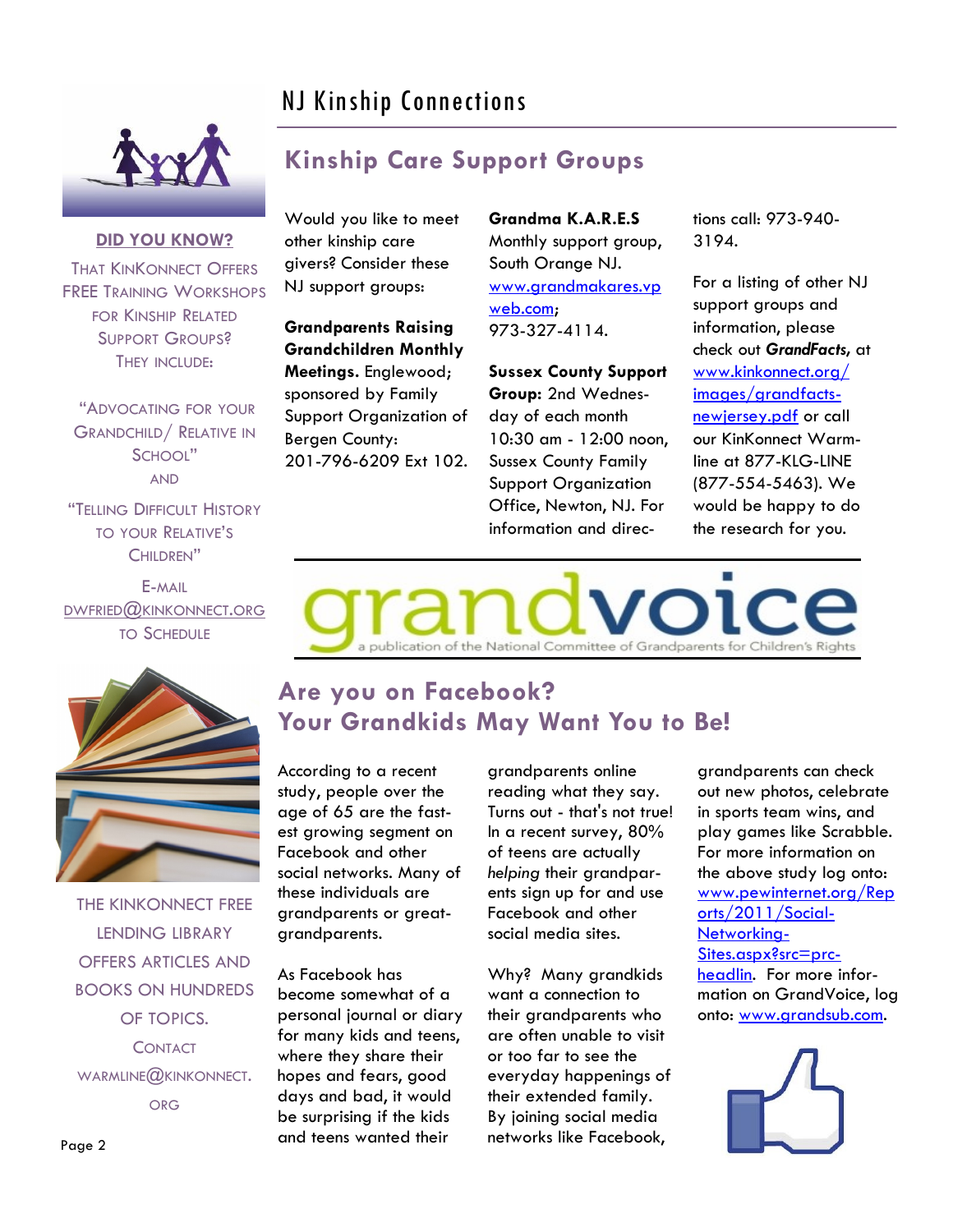## Kinship Care Support Groups

Would you like to meet other kinship care givers? Consider these NJ support groups:

**Grandparents Raising Grandchildren Monthly Meetings.** Englewood; sponsored by Family Support Organization of Bergen County: 201-796-6209 Ext 102.

**Grandma K.A.R.E.S** Monthly support group, South Orange NJ. www.grandmakares.vpweb.com; 973-327-4114.

**Sussex County Support Group:** 2nd Wednesday of each month 10:30 am - 12:00 noon, Sussex County Family Support Organization Office, Newton, NJ. For information and directions call: 973-940-3194.

For a listing of other NJ support groups and information, please check out ***GrandFacts,*** at www.kinkonnect.org/images/grandfacts-newjersey.pdf or call our KinKonnect Warmline at 877-KLG-LINE (877-554-5463). We would be happy to do the research for you.

**DID YOU KNOW?**

That KinKonnect Offers FREE Training Workshops for Kinship Related Support Groups? They include:

"Advocating for your Grandchild/ Relative in School"

and

"Telling Difficult History to your Relative's Children"

E-mail dwfried@kinkonnect.org to Schedule

grandvoice

a publication of the National Committee of Grandparents for Children's Rights

## Are you on Facebook? Your Grandkids May Want You to Be!

According to a recent study, people over the age of 65 are the fastest growing segment on Facebook and other social networks. Many of these individuals are grandparents or great-grandparents.

As Facebook has become somewhat of a personal journal or diary for many kids and teens, where they share their hopes and fears, good days and bad, it would be surprising if the kids and teens wanted their grandparents online reading what they say. Turns out - that's not true! In a recent survey, 80% of teens are actually *helping* their grandparents sign up for and use Facebook and other social media sites.

Why? Many grandkids want a connection to their grandparents who are often unable to visit or too far to see the everyday happenings of their extended family. By joining social media networks like Facebook, grandparents can check out new photos, celebrate in sports team wins, and play games like Scrabble. For more information on the above study log onto: www.pewinternet.org/Reports/2011/Social-Networking-Sites.aspx?src=prc-headlin. For more information on GrandVoice, log onto: www.grandsub.com.

THE KINKONNECT FREE LENDING LIBRARY OFFERS ARTICLES AND BOOKS ON HUNDREDS OF TOPICS.

Contact warmline@kinkonnect.org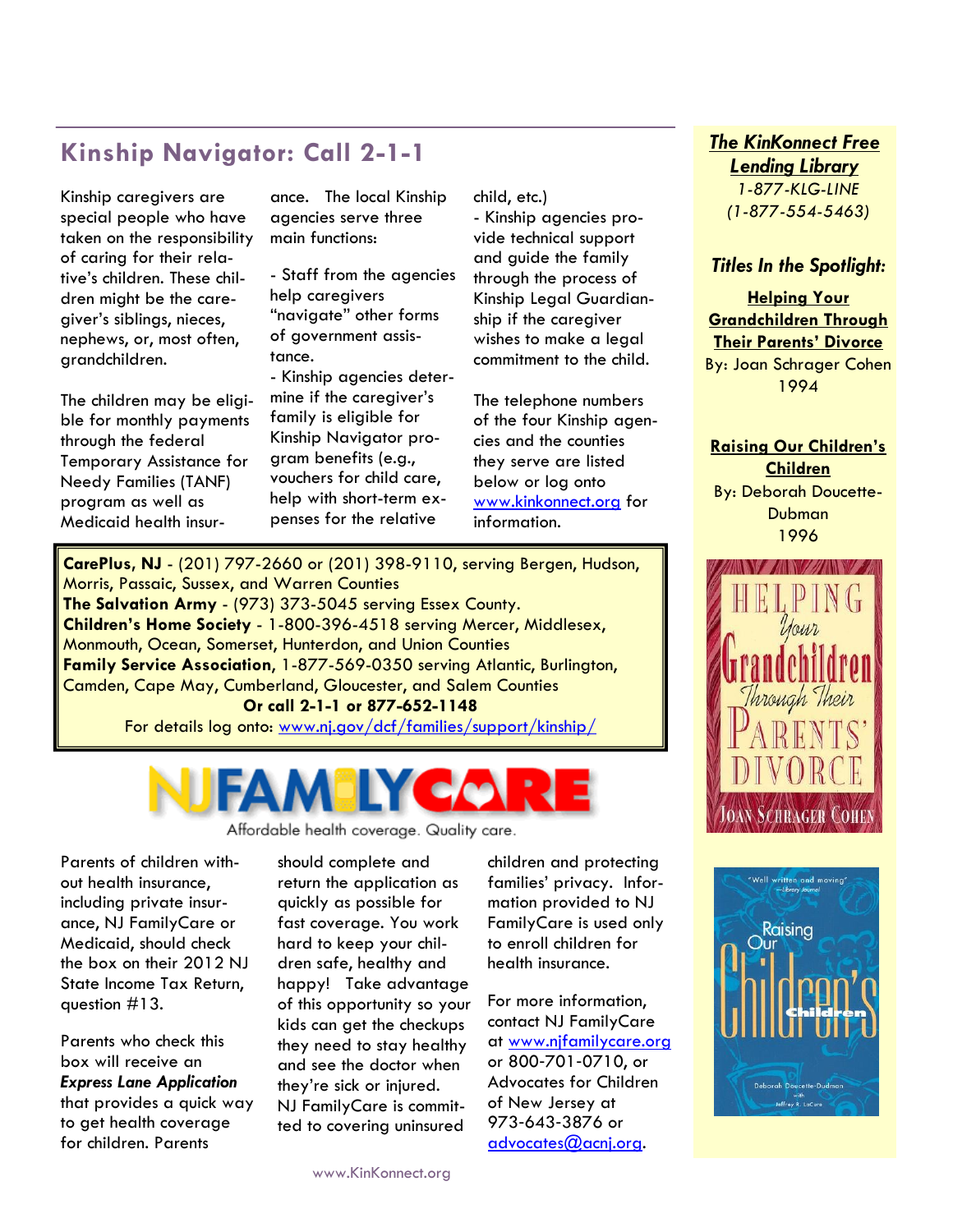## Kinship Navigator: Call 2-1-1

Kinship caregivers are special people who have taken on the responsibility of caring for their relative's children. These children might be the caregiver's siblings, nieces, nephews, or, most often, grandchildren.

The children may be eligible for monthly payments through the federal Temporary Assistance for Needy Families (TANF) program as well as Medicaid health insurance. The local Kinship agencies serve three main functions:

- Staff from the agencies help caregivers "navigate" other forms of government assistance.
- Kinship agencies determine if the caregiver's family is eligible for Kinship Navigator program benefits (e.g., vouchers for child care, help with short-term expenses for the relative child, etc.)
- Kinship agencies provide technical support and guide the family through the process of Kinship Legal Guardianship if the caregiver wishes to make a legal commitment to the child.

The telephone numbers of the four Kinship agencies and the counties they serve are listed below or log onto www.kinkonnect.org for information.

**CarePlus, NJ** - (201) 797-2660 or (201) 398-9110, serving Bergen, Hudson, Morris, Passaic, Sussex, and Warren Counties
**The Salvation Army** - (973) 373-5045 serving Essex County.
**Children's Home Society** - 1-800-396-4518 serving Mercer, Middlesex, Monmouth, Ocean, Somerset, Hunterdon, and Union Counties
**Family Service Association**, 1-877-569-0350 serving Atlantic, Burlington, Camden, Cape May, Cumberland, Gloucester, and Salem Counties

**Or call 2-1-1 or 877-652-1148**

For details log onto: www.nj.gov/dcf/families/support/kinship/

## NJ FAMILYCARE

Affordable health coverage. Quality care.

Parents of children without health insurance, including private insurance, NJ FamilyCare or Medicaid, should check the box on their 2012 NJ State Income Tax Return, question #13.

Parents who check this box will receive an ***Express Lane Application*** that provides a quick way to get health coverage for children. Parents should complete and return the application as quickly as possible for fast coverage. You work hard to keep your children safe, healthy and happy! Take advantage of this opportunity so your kids can get the checkups they need to stay healthy and see the doctor when they're sick or injured. NJ FamilyCare is committed to covering uninsured children and protecting families' privacy. Information provided to NJ FamilyCare is used only to enroll children for health insurance.

For more information, contact NJ FamilyCare at www.njfamilycare.org or 800-701-0710, or Advocates for Children of New Jersey at 973-643-3876 or advocates@acnj.org.

---

***The KinKonnect Free Lending Library***

*1-877-KLG-LINE*
*(1-877-554-5463)*

***Titles In the Spotlight:***

**Helping Your Grandchildren Through Their Parents' Divorce**
By: Joan Schrager Cohen
1994

**Raising Our Children's Children**
By: Deborah Doucette-Dubman
1996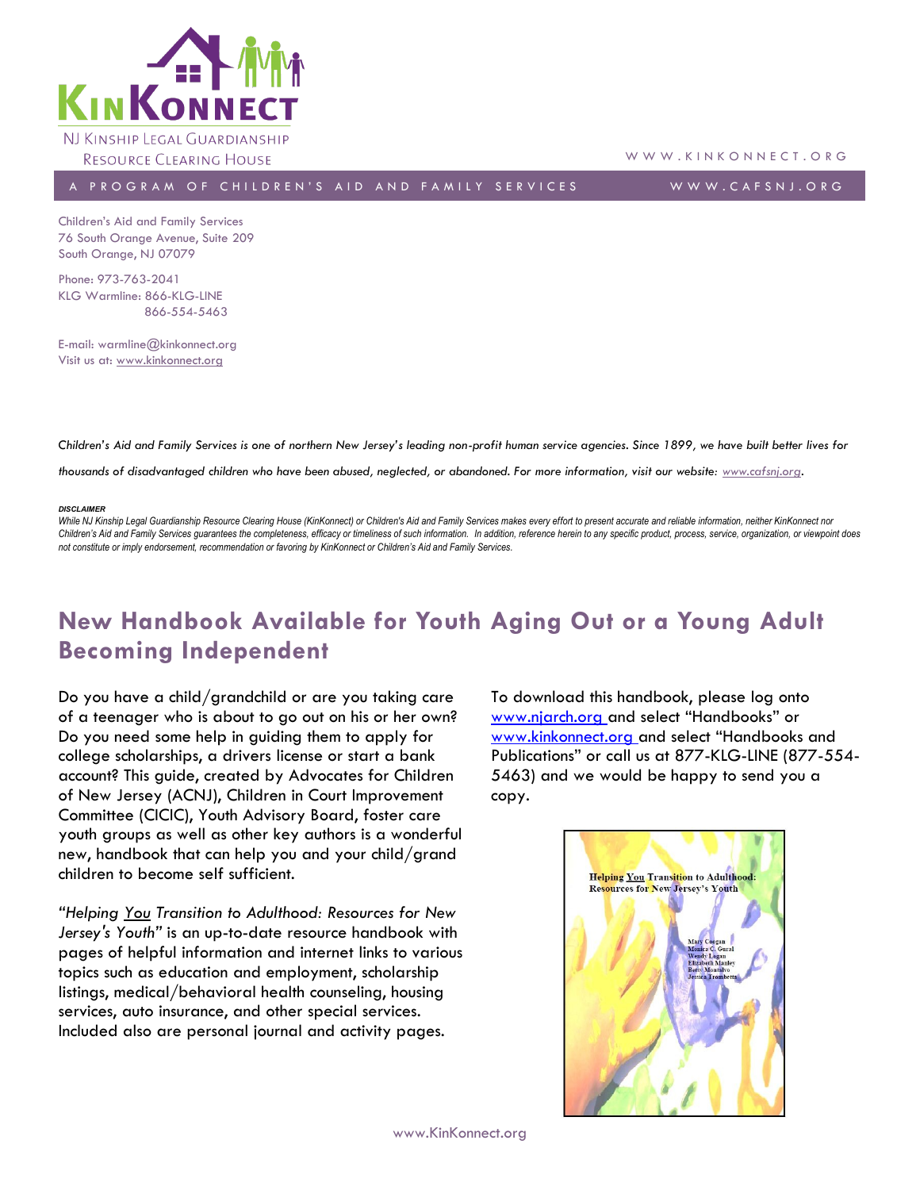KinKonnect

NJ Kinship Legal Guardianship Resource Clearing House

WWW.KINKONNECT.ORG

A PROGRAM OF CHILDREN'S AID AND FAMILY SERVICES WWW.CAFSNJ.ORG

Children's Aid and Family Services
76 South Orange Avenue, Suite 209
South Orange, NJ 07079

Phone: 973-763-2041
KLG Warmline: 866-KLG-LINE
866-554-5463

E-mail: warmline@kinkonnect.org
Visit us at: www.kinkonnect.org

*Children's Aid and Family Services is one of northern New Jersey's leading non-profit human service agencies. Since 1899, we have built better lives for thousands of disadvantaged children who have been abused, neglected, or abandoned. For more information, visit our website: www.cafsnj.org.*

***DISCLAIMER***

*While NJ Kinship Legal Guardianship Resource Clearing House (KinKonnect) or Children's Aid and Family Services makes every effort to present accurate and reliable information, neither KinKonnect nor Children's Aid and Family Services guarantees the completeness, efficacy or timeliness of such information. In addition, reference herein to any specific product, process, service, organization, or viewpoint does not constitute or imply endorsement, recommendation or favoring by KinKonnect or Children's Aid and Family Services.*

# New Handbook Available for Youth Aging Out or a Young Adult Becoming Independent

Do you have a child/grandchild or are you taking care of a teenager who is about to go out on his or her own? Do you need some help in guiding them to apply for college scholarships, a drivers license or start a bank account? This guide, created by Advocates for Children of New Jersey (ACNJ), Children in Court Improvement Committee (CICIC), Youth Advisory Board, foster care youth groups as well as other key authors is a wonderful new, handbook that can help you and your child/grand children to become self sufficient.

*"Helping You Transition to Adulthood: Resources for New Jersey's Youth"* is an up-to-date resource handbook with pages of helpful information and internet links to various topics such as education and employment, scholarship listings, medical/behavioral health counseling, housing services, auto insurance, and other special services. Included also are personal journal and activity pages.

To download this handbook, please log onto www.njarch.org and select "Handbooks" or www.kinkonnect.org and select "Handbooks and Publications" or call us at 877-KLG-LINE (877-554-5463) and we would be happy to send you a copy.

Helping You Transition to Adulthood: Resources for New Jersey's Youth

Mary Coogan
Monica C. Gural
Wendy Logan
Elizabeth Manley
Betsy Montalvo
Jessica Trombetta